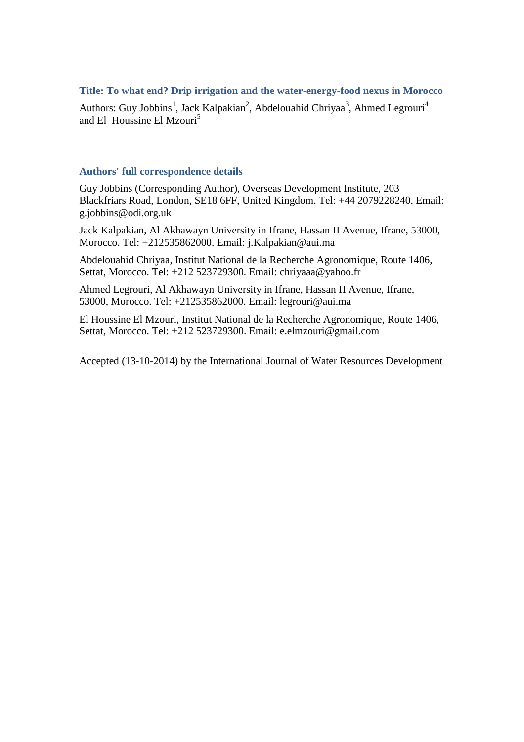## Title: To what end? Drip irrigation and the water-energy-food nexus in Morocco

Authors: Guy Jobbins[1], Jack Kalpakian[2], Abdelouahid Chriyaa[3], Ahmed Legrouri[4] and El Houssine El Mzouri[5]

## Authors' full correspondence details

Guy Jobbins (Corresponding Author), Overseas Development Institute, 203 Blackfriars Road, London, SE18 6FF, United Kingdom. Tel: +44 2079228240. Email: g.jobbins@odi.org.uk

Jack Kalpakian, Al Akhawayn University in Ifrane, Hassan II Avenue, Ifrane, 53000, Morocco. Tel: +212535862000. Email: j.Kalpakian@aui.ma

Abdelouahid Chriyaa, Institut National de la Recherche Agronomique, Route 1406, Settat, Morocco. Tel: +212 523729300. Email: chriyaaa@yahoo.fr

Ahmed Legrouri, Al Akhawayn University in Ifrane, Hassan II Avenue, Ifrane, 53000, Morocco. Tel: +212535862000. Email: legrouri@aui.ma

El Houssine El Mzouri, Institut National de la Recherche Agronomique, Route 1406, Settat, Morocco. Tel: +212 523729300. Email: e.elmzouri@gmail.com

Accepted (13-10-2014) by the International Journal of Water Resources Development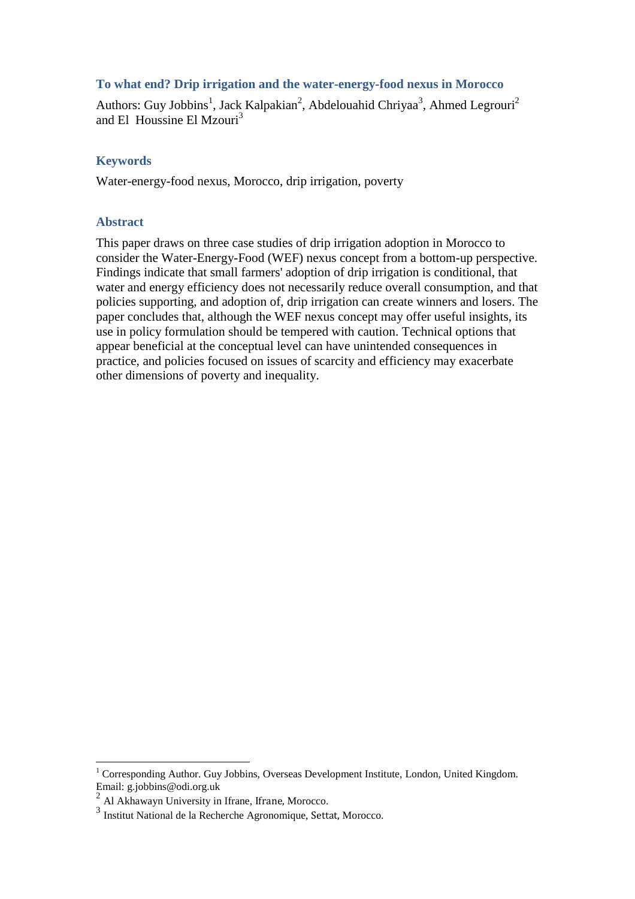# To what end? Drip irrigation and the water-energy-food nexus in Morocco

Authors: Guy Jobbins[1], Jack Kalpakian[2], Abdelouahid Chriyaa[3], Ahmed Legrouri[2] and El Houssine El Mzouri[3]

## Keywords

Water-energy-food nexus, Morocco, drip irrigation, poverty

## Abstract

This paper draws on three case studies of drip irrigation adoption in Morocco to consider the Water-Energy-Food (WEF) nexus concept from a bottom-up perspective. Findings indicate that small farmers' adoption of drip irrigation is conditional, that water and energy efficiency does not necessarily reduce overall consumption, and that policies supporting, and adoption of, drip irrigation can create winners and losers. The paper concludes that, although the WEF nexus concept may offer useful insights, its use in policy formulation should be tempered with caution. Technical options that appear beneficial at the conceptual level can have unintended consequences in practice, and policies focused on issues of scarcity and efficiency may exacerbate other dimensions of poverty and inequality.

---

[1] Corresponding Author. Guy Jobbins, Overseas Development Institute, London, United Kingdom. Email: g.jobbins@odi.org.uk

[2] Al Akhawayn University in Ifrane, Ifrane, Morocco.

[3] Institut National de la Recherche Agronomique, Settat, Morocco.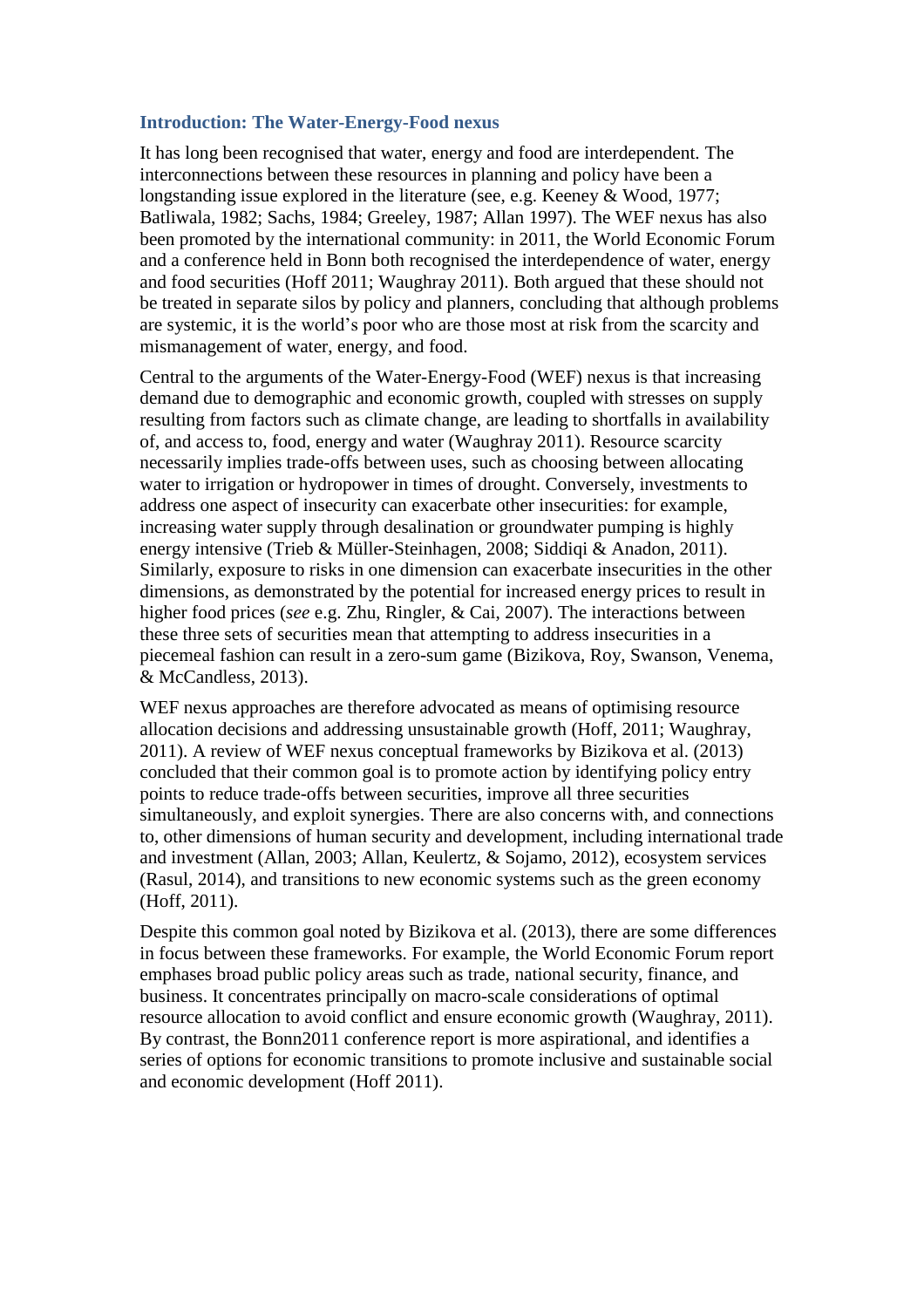## Introduction: The Water-Energy-Food nexus

It has long been recognised that water, energy and food are interdependent. The interconnections between these resources in planning and policy have been a longstanding issue explored in the literature (see, e.g. Keeney & Wood, 1977; Batliwala, 1982; Sachs, 1984; Greeley, 1987; Allan 1997). The WEF nexus has also been promoted by the international community: in 2011, the World Economic Forum and a conference held in Bonn both recognised the interdependence of water, energy and food securities (Hoff 2011; Waughray 2011). Both argued that these should not be treated in separate silos by policy and planners, concluding that although problems are systemic, it is the world's poor who are those most at risk from the scarcity and mismanagement of water, energy, and food.

Central to the arguments of the Water-Energy-Food (WEF) nexus is that increasing demand due to demographic and economic growth, coupled with stresses on supply resulting from factors such as climate change, are leading to shortfalls in availability of, and access to, food, energy and water (Waughray 2011). Resource scarcity necessarily implies trade-offs between uses, such as choosing between allocating water to irrigation or hydropower in times of drought. Conversely, investments to address one aspect of insecurity can exacerbate other insecurities: for example, increasing water supply through desalination or groundwater pumping is highly energy intensive (Trieb & Müller-Steinhagen, 2008; Siddiqi & Anadon, 2011). Similarly, exposure to risks in one dimension can exacerbate insecurities in the other dimensions, as demonstrated by the potential for increased energy prices to result in higher food prices (*see* e.g. Zhu, Ringler, & Cai, 2007). The interactions between these three sets of securities mean that attempting to address insecurities in a piecemeal fashion can result in a zero-sum game (Bizikova, Roy, Swanson, Venema, & McCandless, 2013).

WEF nexus approaches are therefore advocated as means of optimising resource allocation decisions and addressing unsustainable growth (Hoff, 2011; Waughray, 2011). A review of WEF nexus conceptual frameworks by Bizikova et al. (2013) concluded that their common goal is to promote action by identifying policy entry points to reduce trade-offs between securities, improve all three securities simultaneously, and exploit synergies. There are also concerns with, and connections to, other dimensions of human security and development, including international trade and investment (Allan, 2003; Allan, Keulertz, & Sojamo, 2012), ecosystem services (Rasul, 2014), and transitions to new economic systems such as the green economy (Hoff, 2011).

Despite this common goal noted by Bizikova et al. (2013), there are some differences in focus between these frameworks. For example, the World Economic Forum report emphases broad public policy areas such as trade, national security, finance, and business. It concentrates principally on macro-scale considerations of optimal resource allocation to avoid conflict and ensure economic growth (Waughray, 2011). By contrast, the Bonn2011 conference report is more aspirational, and identifies a series of options for economic transitions to promote inclusive and sustainable social and economic development (Hoff 2011).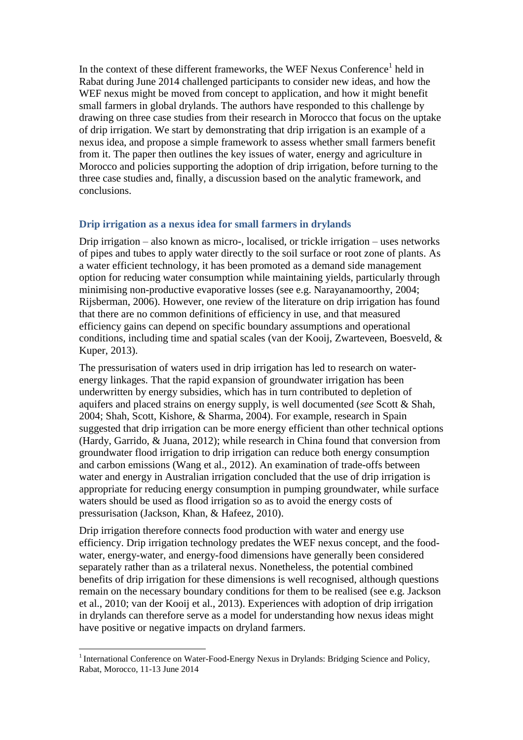In the context of these different frameworks, the WEF Nexus Conference[1] held in Rabat during June 2014 challenged participants to consider new ideas, and how the WEF nexus might be moved from concept to application, and how it might benefit small farmers in global drylands. The authors have responded to this challenge by drawing on three case studies from their research in Morocco that focus on the uptake of drip irrigation. We start by demonstrating that drip irrigation is an example of a nexus idea, and propose a simple framework to assess whether small farmers benefit from it. The paper then outlines the key issues of water, energy and agriculture in Morocco and policies supporting the adoption of drip irrigation, before turning to the three case studies and, finally, a discussion based on the analytic framework, and conclusions.

## Drip irrigation as a nexus idea for small farmers in drylands

Drip irrigation – also known as micro-, localised, or trickle irrigation – uses networks of pipes and tubes to apply water directly to the soil surface or root zone of plants. As a water efficient technology, it has been promoted as a demand side management option for reducing water consumption while maintaining yields, particularly through minimising non-productive evaporative losses (see e.g. Narayanamoorthy, 2004; Rijsberman, 2006). However, one review of the literature on drip irrigation has found that there are no common definitions of efficiency in use, and that measured efficiency gains can depend on specific boundary assumptions and operational conditions, including time and spatial scales (van der Kooij, Zwarteveen, Boesveld, & Kuper, 2013).

The pressurisation of waters used in drip irrigation has led to research on water-energy linkages. That the rapid expansion of groundwater irrigation has been underwritten by energy subsidies, which has in turn contributed to depletion of aquifers and placed strains on energy supply, is well documented (*see* Scott & Shah, 2004; Shah, Scott, Kishore, & Sharma, 2004). For example, research in Spain suggested that drip irrigation can be more energy efficient than other technical options (Hardy, Garrido, & Juana, 2012); while research in China found that conversion from groundwater flood irrigation to drip irrigation can reduce both energy consumption and carbon emissions (Wang et al., 2012). An examination of trade-offs between water and energy in Australian irrigation concluded that the use of drip irrigation is appropriate for reducing energy consumption in pumping groundwater, while surface waters should be used as flood irrigation so as to avoid the energy costs of pressurisation (Jackson, Khan, & Hafeez, 2010).

Drip irrigation therefore connects food production with water and energy use efficiency. Drip irrigation technology predates the WEF nexus concept, and the food-water, energy-water, and energy-food dimensions have generally been considered separately rather than as a trilateral nexus. Nonetheless, the potential combined benefits of drip irrigation for these dimensions is well recognised, although questions remain on the necessary boundary conditions for them to be realised (see e.g. Jackson et al., 2010; van der Kooij et al., 2013). Experiences with adoption of drip irrigation in drylands can therefore serve as a model for understanding how nexus ideas might have positive or negative impacts on dryland farmers.

[1] International Conference on Water-Food-Energy Nexus in Drylands: Bridging Science and Policy, Rabat, Morocco, 11-13 June 2014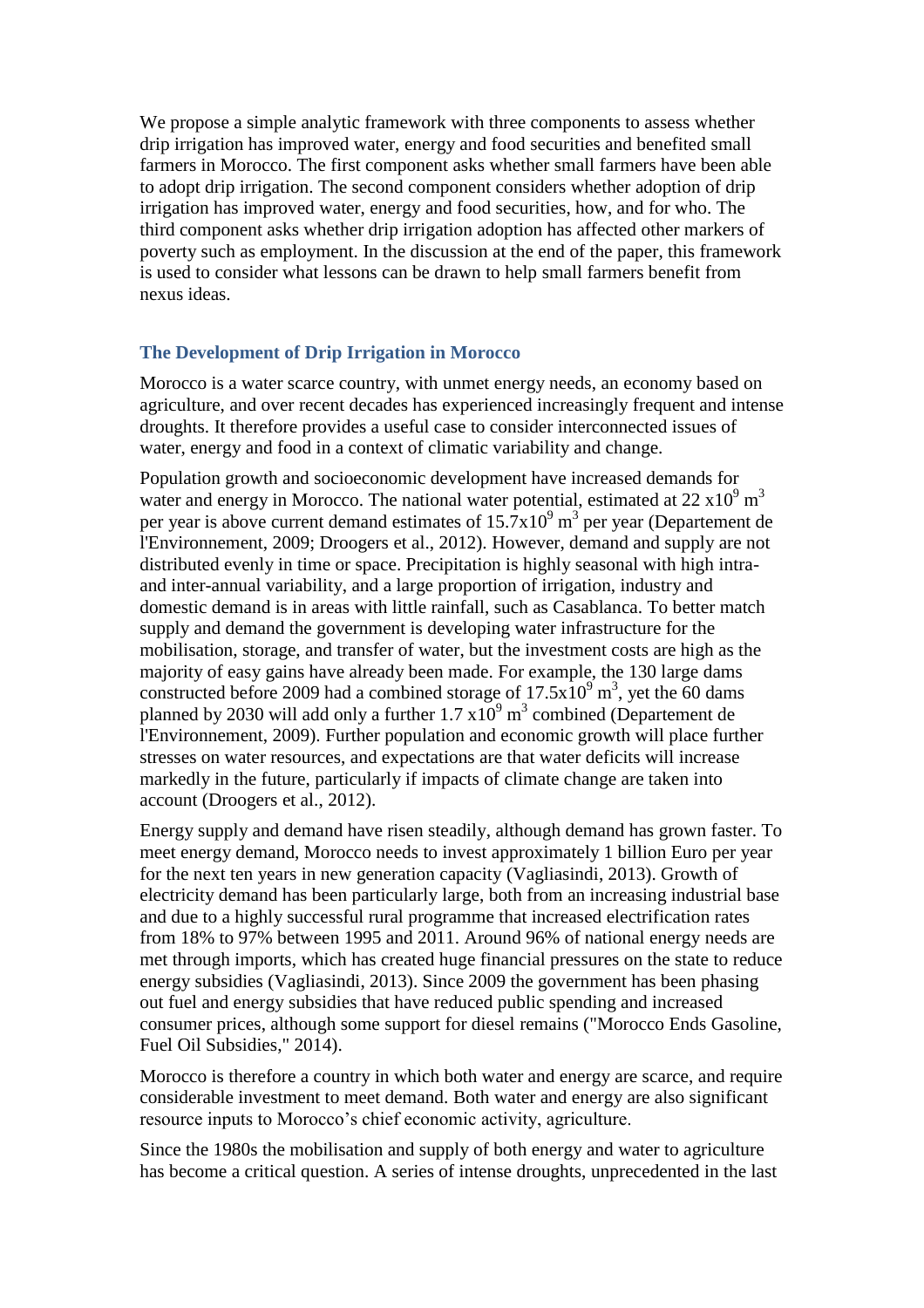We propose a simple analytic framework with three components to assess whether drip irrigation has improved water, energy and food securities and benefited small farmers in Morocco. The first component asks whether small farmers have been able to adopt drip irrigation. The second component considers whether adoption of drip irrigation has improved water, energy and food securities, how, and for who. The third component asks whether drip irrigation adoption has affected other markers of poverty such as employment. In the discussion at the end of the paper, this framework is used to consider what lessons can be drawn to help small farmers benefit from nexus ideas.

## The Development of Drip Irrigation in Morocco

Morocco is a water scarce country, with unmet energy needs, an economy based on agriculture, and over recent decades has experienced increasingly frequent and intense droughts. It therefore provides a useful case to consider interconnected issues of water, energy and food in a context of climatic variability and change.

Population growth and socioeconomic development have increased demands for water and energy in Morocco. The national water potential, estimated at $22 \times 10^9$ $m^3$ per year is above current demand estimates of $15.7 \times 10^9$ $m^3$ per year (Departement de l'Environnement, 2009; Droogers et al., 2012). However, demand and supply are not distributed evenly in time or space. Precipitation is highly seasonal with high intra- and inter-annual variability, and a large proportion of irrigation, industry and domestic demand is in areas with little rainfall, such as Casablanca. To better match supply and demand the government is developing water infrastructure for the mobilisation, storage, and transfer of water, but the investment costs are high as the majority of easy gains have already been made. For example, the 130 large dams constructed before 2009 had a combined storage of $17.5 \times 10^9$ $m^3$, yet the 60 dams planned by 2030 will add only a further $1.7 \times 10^9$ $m^3$ combined (Departement de l'Environnement, 2009). Further population and economic growth will place further stresses on water resources, and expectations are that water deficits will increase markedly in the future, particularly if impacts of climate change are taken into account (Droogers et al., 2012).

Energy supply and demand have risen steadily, although demand has grown faster. To meet energy demand, Morocco needs to invest approximately 1 billion Euro per year for the next ten years in new generation capacity (Vagliasindi, 2013). Growth of electricity demand has been particularly large, both from an increasing industrial base and due to a highly successful rural programme that increased electrification rates from 18% to 97% between 1995 and 2011. Around 96% of national energy needs are met through imports, which has created huge financial pressures on the state to reduce energy subsidies (Vagliasindi, 2013). Since 2009 the government has been phasing out fuel and energy subsidies that have reduced public spending and increased consumer prices, although some support for diesel remains ("Morocco Ends Gasoline, Fuel Oil Subsidies," 2014).

Morocco is therefore a country in which both water and energy are scarce, and require considerable investment to meet demand. Both water and energy are also significant resource inputs to Morocco's chief economic activity, agriculture.

Since the 1980s the mobilisation and supply of both energy and water to agriculture has become a critical question. A series of intense droughts, unprecedented in the last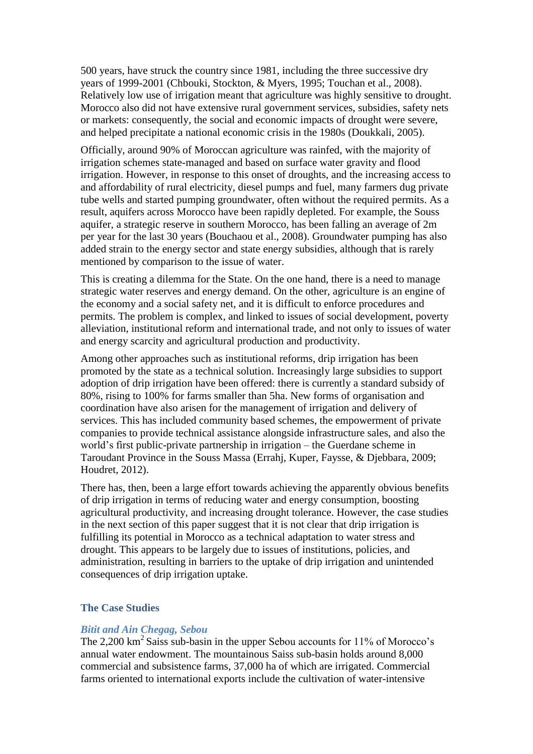500 years, have struck the country since 1981, including the three successive dry years of 1999-2001 (Chbouki, Stockton, & Myers, 1995; Touchan et al., 2008). Relatively low use of irrigation meant that agriculture was highly sensitive to drought. Morocco also did not have extensive rural government services, subsidies, safety nets or markets: consequently, the social and economic impacts of drought were severe, and helped precipitate a national economic crisis in the 1980s (Doukkali, 2005).

Officially, around 90% of Moroccan agriculture was rainfed, with the majority of irrigation schemes state-managed and based on surface water gravity and flood irrigation. However, in response to this onset of droughts, and the increasing access to and affordability of rural electricity, diesel pumps and fuel, many farmers dug private tube wells and started pumping groundwater, often without the required permits. As a result, aquifers across Morocco have been rapidly depleted. For example, the Souss aquifer, a strategic reserve in southern Morocco, has been falling an average of 2m per year for the last 30 years (Bouchaou et al., 2008). Groundwater pumping has also added strain to the energy sector and state energy subsidies, although that is rarely mentioned by comparison to the issue of water.

This is creating a dilemma for the State. On the one hand, there is a need to manage strategic water reserves and energy demand. On the other, agriculture is an engine of the economy and a social safety net, and it is difficult to enforce procedures and permits. The problem is complex, and linked to issues of social development, poverty alleviation, institutional reform and international trade, and not only to issues of water and energy scarcity and agricultural production and productivity.

Among other approaches such as institutional reforms, drip irrigation has been promoted by the state as a technical solution. Increasingly large subsidies to support adoption of drip irrigation have been offered: there is currently a standard subsidy of 80%, rising to 100% for farms smaller than 5ha. New forms of organisation and coordination have also arisen for the management of irrigation and delivery of services. This has included community based schemes, the empowerment of private companies to provide technical assistance alongside infrastructure sales, and also the world's first public-private partnership in irrigation – the Guerdane scheme in Taroudant Province in the Souss Massa (Errahj, Kuper, Faysse, & Djebbara, 2009; Houdret, 2012).

There has, then, been a large effort towards achieving the apparently obvious benefits of drip irrigation in terms of reducing water and energy consumption, boosting agricultural productivity, and increasing drought tolerance. However, the case studies in the next section of this paper suggest that it is not clear that drip irrigation is fulfilling its potential in Morocco as a technical adaptation to water stress and drought. This appears to be largely due to issues of institutions, policies, and administration, resulting in barriers to the uptake of drip irrigation and unintended consequences of drip irrigation uptake.

## The Case Studies

### *Bitit and Ain Chegag, Sebou*

The 2,200 km$^2$ Saiss sub-basin in the upper Sebou accounts for 11% of Morocco's annual water endowment. The mountainous Saiss sub-basin holds around 8,000 commercial and subsistence farms, 37,000 ha of which are irrigated. Commercial farms oriented to international exports include the cultivation of water-intensive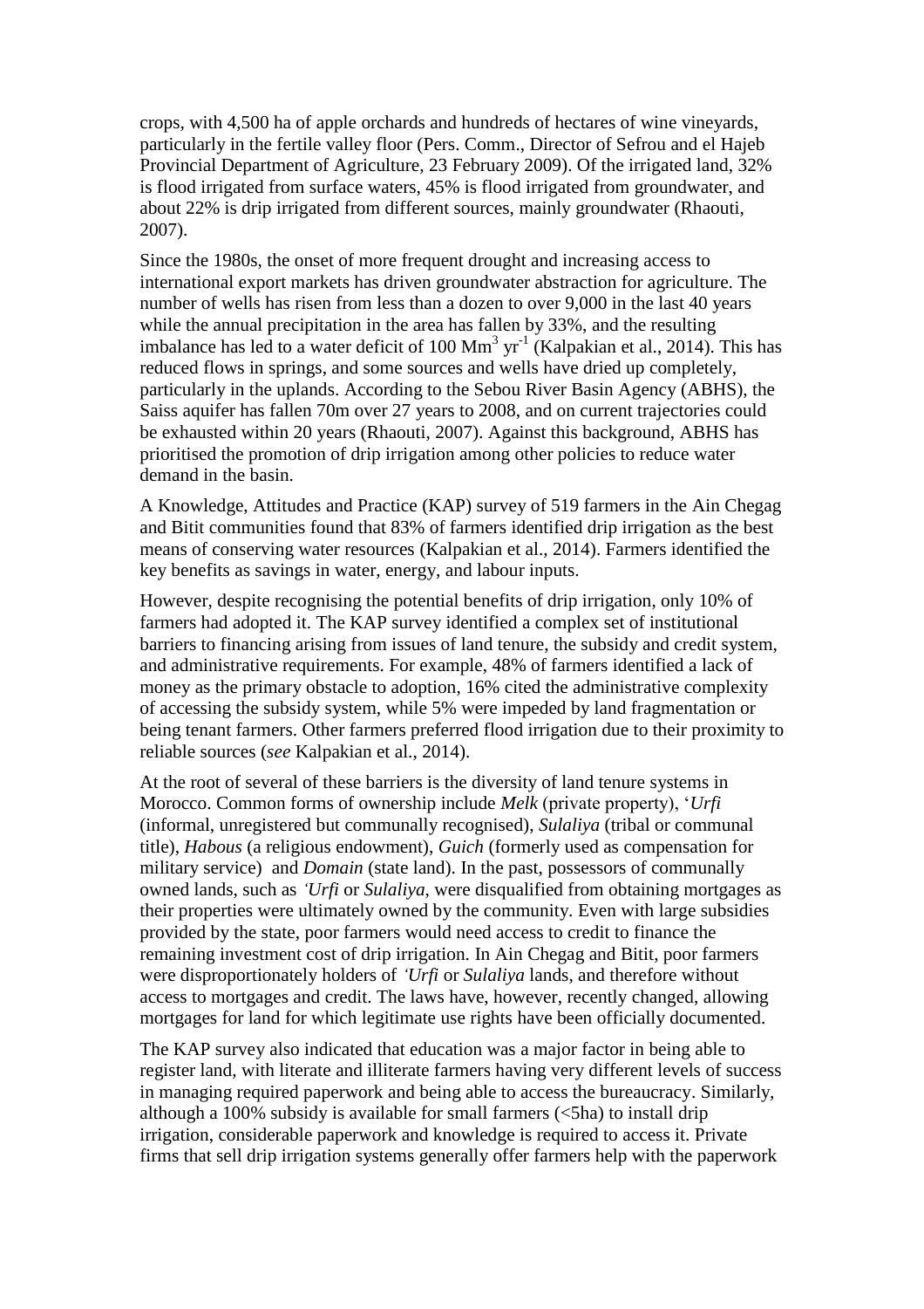crops, with 4,500 ha of apple orchards and hundreds of hectares of wine vineyards, particularly in the fertile valley floor (Pers. Comm., Director of Sefrou and el Hajeb Provincial Department of Agriculture, 23 February 2009). Of the irrigated land, 32% is flood irrigated from surface waters, 45% is flood irrigated from groundwater, and about 22% is drip irrigated from different sources, mainly groundwater (Rhaouti, 2007).

Since the 1980s, the onset of more frequent drought and increasing access to international export markets has driven groundwater abstraction for agriculture. The number of wells has risen from less than a dozen to over 9,000 in the last 40 years while the annual precipitation in the area has fallen by 33%, and the resulting imbalance has led to a water deficit of 100 $Mm^3$ $yr^{-1}$ (Kalpakian et al., 2014). This has reduced flows in springs, and some sources and wells have dried up completely, particularly in the uplands. According to the Sebou River Basin Agency (ABHS), the Saiss aquifer has fallen 70m over 27 years to 2008, and on current trajectories could be exhausted within 20 years (Rhaouti, 2007). Against this background, ABHS has prioritised the promotion of drip irrigation among other policies to reduce water demand in the basin.

A Knowledge, Attitudes and Practice (KAP) survey of 519 farmers in the Ain Chegag and Bitit communities found that 83% of farmers identified drip irrigation as the best means of conserving water resources (Kalpakian et al., 2014). Farmers identified the key benefits as savings in water, energy, and labour inputs.

However, despite recognising the potential benefits of drip irrigation, only 10% of farmers had adopted it. The KAP survey identified a complex set of institutional barriers to financing arising from issues of land tenure, the subsidy and credit system, and administrative requirements. For example, 48% of farmers identified a lack of money as the primary obstacle to adoption, 16% cited the administrative complexity of accessing the subsidy system, while 5% were impeded by land fragmentation or being tenant farmers. Other farmers preferred flood irrigation due to their proximity to reliable sources (*see* Kalpakian et al., 2014).

At the root of several of these barriers is the diversity of land tenure systems in Morocco. Common forms of ownership include *Melk* (private property), '*Urfi* (informal, unregistered but communally recognised), *Sulaliya* (tribal or communal title), *Habous* (a religious endowment), *Guich* (formerly used as compensation for military service) and *Domain* (state land). In the past, possessors of communally owned lands, such as *'Urfi* or *Sulaliya*, were disqualified from obtaining mortgages as their properties were ultimately owned by the community. Even with large subsidies provided by the state, poor farmers would need access to credit to finance the remaining investment cost of drip irrigation. In Ain Chegag and Bitit, poor farmers were disproportionately holders of *'Urfi* or *Sulaliya* lands, and therefore without access to mortgages and credit. The laws have, however, recently changed, allowing mortgages for land for which legitimate use rights have been officially documented.

The KAP survey also indicated that education was a major factor in being able to register land, with literate and illiterate farmers having very different levels of success in managing required paperwork and being able to access the bureaucracy. Similarly, although a 100% subsidy is available for small farmers (<5ha) to install drip irrigation, considerable paperwork and knowledge is required to access it. Private firms that sell drip irrigation systems generally offer farmers help with the paperwork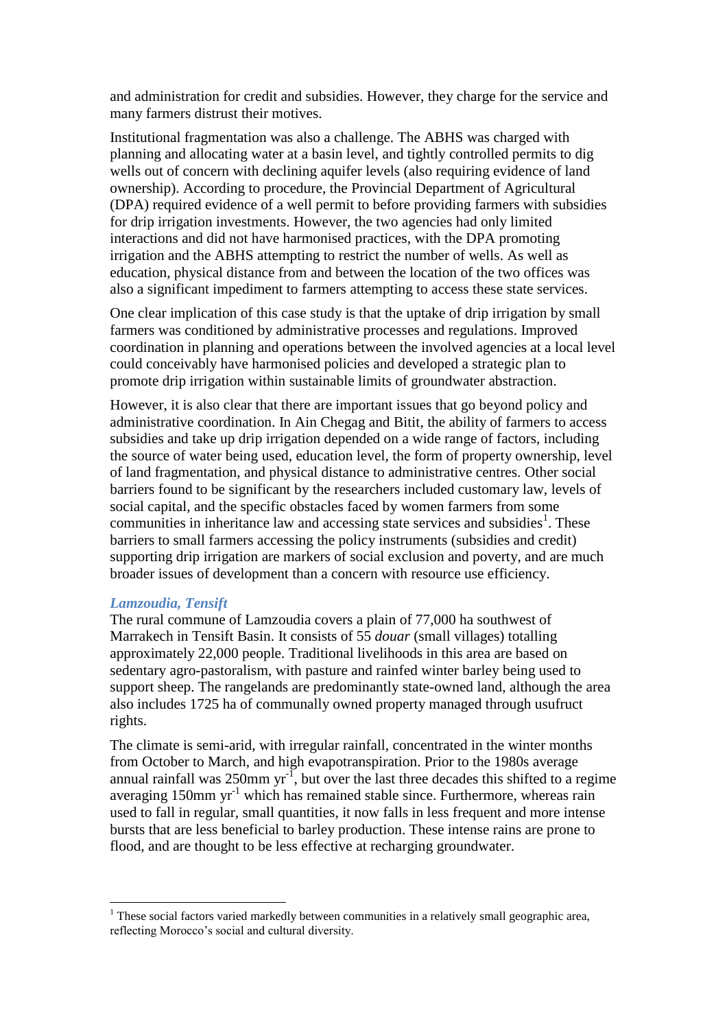and administration for credit and subsidies. However, they charge for the service and many farmers distrust their motives.

Institutional fragmentation was also a challenge. The ABHS was charged with planning and allocating water at a basin level, and tightly controlled permits to dig wells out of concern with declining aquifer levels (also requiring evidence of land ownership). According to procedure, the Provincial Department of Agricultural (DPA) required evidence of a well permit to before providing farmers with subsidies for drip irrigation investments. However, the two agencies had only limited interactions and did not have harmonised practices, with the DPA promoting irrigation and the ABHS attempting to restrict the number of wells. As well as education, physical distance from and between the location of the two offices was also a significant impediment to farmers attempting to access these state services.

One clear implication of this case study is that the uptake of drip irrigation by small farmers was conditioned by administrative processes and regulations. Improved coordination in planning and operations between the involved agencies at a local level could conceivably have harmonised policies and developed a strategic plan to promote drip irrigation within sustainable limits of groundwater abstraction.

However, it is also clear that there are important issues that go beyond policy and administrative coordination. In Ain Chegag and Bitit, the ability of farmers to access subsidies and take up drip irrigation depended on a wide range of factors, including the source of water being used, education level, the form of property ownership, level of land fragmentation, and physical distance to administrative centres. Other social barriers found to be significant by the researchers included customary law, levels of social capital, and the specific obstacles faced by women farmers from some communities in inheritance law and accessing state services and subsidies[1]. These barriers to small farmers accessing the policy instruments (subsidies and credit) supporting drip irrigation are markers of social exclusion and poverty, and are much broader issues of development than a concern with resource use efficiency.

### *Lamzoudia, Tensift*

The rural commune of Lamzoudia covers a plain of 77,000 ha southwest of Marrakech in Tensift Basin. It consists of 55 *douar* (small villages) totalling approximately 22,000 people. Traditional livelihoods in this area are based on sedentary agro-pastoralism, with pasture and rainfed winter barley being used to support sheep. The rangelands are predominantly state-owned land, although the area also includes 1725 ha of communally owned property managed through usufruct rights.

The climate is semi-arid, with irregular rainfall, concentrated in the winter months from October to March, and high evapotranspiration. Prior to the 1980s average annual rainfall was 250mm $yr^{-1}$, but over the last three decades this shifted to a regime averaging 150mm $yr^{-1}$ which has remained stable since. Furthermore, whereas rain used to fall in regular, small quantities, it now falls in less frequent and more intense bursts that are less beneficial to barley production. These intense rains are prone to flood, and are thought to be less effective at recharging groundwater.

[1] These social factors varied markedly between communities in a relatively small geographic area, reflecting Morocco's social and cultural diversity.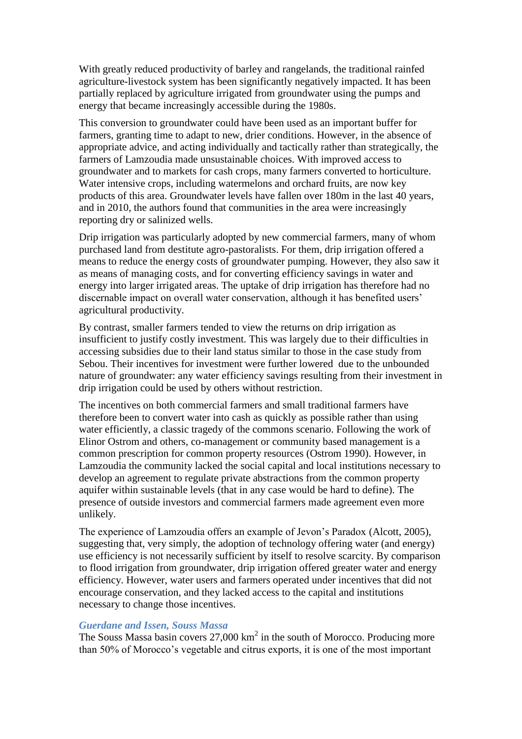With greatly reduced productivity of barley and rangelands, the traditional rainfed agriculture-livestock system has been significantly negatively impacted. It has been partially replaced by agriculture irrigated from groundwater using the pumps and energy that became increasingly accessible during the 1980s.

This conversion to groundwater could have been used as an important buffer for farmers, granting time to adapt to new, drier conditions. However, in the absence of appropriate advice, and acting individually and tactically rather than strategically, the farmers of Lamzoudia made unsustainable choices. With improved access to groundwater and to markets for cash crops, many farmers converted to horticulture. Water intensive crops, including watermelons and orchard fruits, are now key products of this area. Groundwater levels have fallen over 180m in the last 40 years, and in 2010, the authors found that communities in the area were increasingly reporting dry or salinized wells.

Drip irrigation was particularly adopted by new commercial farmers, many of whom purchased land from destitute agro-pastoralists. For them, drip irrigation offered a means to reduce the energy costs of groundwater pumping. However, they also saw it as means of managing costs, and for converting efficiency savings in water and energy into larger irrigated areas. The uptake of drip irrigation has therefore had no discernable impact on overall water conservation, although it has benefited users' agricultural productivity.

By contrast, smaller farmers tended to view the returns on drip irrigation as insufficient to justify costly investment. This was largely due to their difficulties in accessing subsidies due to their land status similar to those in the case study from Sebou. Their incentives for investment were further lowered due to the unbounded nature of groundwater: any water efficiency savings resulting from their investment in drip irrigation could be used by others without restriction.

The incentives on both commercial farmers and small traditional farmers have therefore been to convert water into cash as quickly as possible rather than using water efficiently, a classic tragedy of the commons scenario. Following the work of Elinor Ostrom and others, co-management or community based management is a common prescription for common property resources (Ostrom 1990). However, in Lamzoudia the community lacked the social capital and local institutions necessary to develop an agreement to regulate private abstractions from the common property aquifer within sustainable levels (that in any case would be hard to define). The presence of outside investors and commercial farmers made agreement even more unlikely.

The experience of Lamzoudia offers an example of Jevon's Paradox (Alcott, 2005), suggesting that, very simply, the adoption of technology offering water (and energy) use efficiency is not necessarily sufficient by itself to resolve scarcity. By comparison to flood irrigation from groundwater, drip irrigation offered greater water and energy efficiency. However, water users and farmers operated under incentives that did not encourage conservation, and they lacked access to the capital and institutions necessary to change those incentives.

### *Guerdane and Issen, Souss Massa*

The Souss Massa basin covers 27,000 km$^2$ in the south of Morocco. Producing more than 50% of Morocco's vegetable and citrus exports, it is one of the most important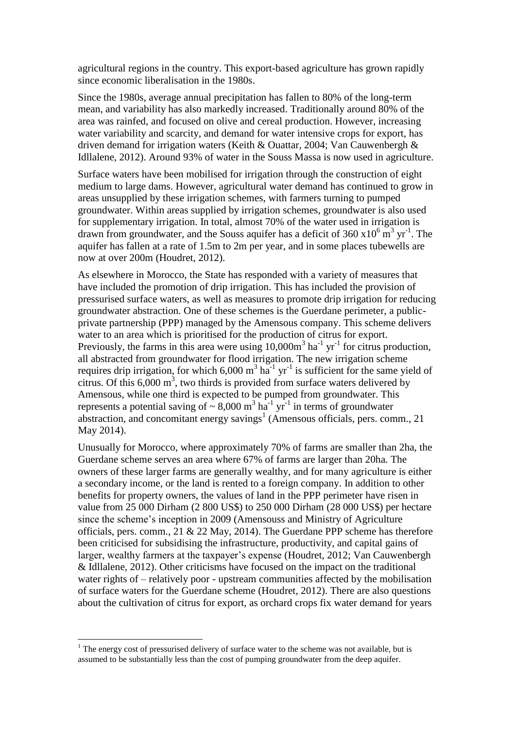agricultural regions in the country. This export-based agriculture has grown rapidly since economic liberalisation in the 1980s.

Since the 1980s, average annual precipitation has fallen to 80% of the long-term mean, and variability has also markedly increased. Traditionally around 80% of the area was rainfed, and focused on olive and cereal production. However, increasing water variability and scarcity, and demand for water intensive crops for export, has driven demand for irrigation waters (Keith & Ouattar, 2004; Van Cauwenbergh & Idllalene, 2012). Around 93% of water in the Souss Massa is now used in agriculture.

Surface waters have been mobilised for irrigation through the construction of eight medium to large dams. However, agricultural water demand has continued to grow in areas unsupplied by these irrigation schemes, with farmers turning to pumped groundwater. Within areas supplied by irrigation schemes, groundwater is also used for supplementary irrigation. In total, almost 70% of the water used in irrigation is drawn from groundwater, and the Souss aquifer has a deficit of 360 $x10^6$ $m^3$ $yr^{-1}$. The aquifer has fallen at a rate of 1.5m to 2m per year, and in some places tubewells are now at over 200m (Houdret, 2012).

As elsewhere in Morocco, the State has responded with a variety of measures that have included the promotion of drip irrigation. This has included the provision of pressurised surface waters, as well as measures to promote drip irrigation for reducing groundwater abstraction. One of these schemes is the Guerdane perimeter, a public-private partnership (PPP) managed by the Amensous company. This scheme delivers water to an area which is prioritised for the production of citrus for export. Previously, the farms in this area were using 10,000$m^3$ $ha^{-1}$ $yr^{-1}$ for citrus production, all abstracted from groundwater for flood irrigation. The new irrigation scheme requires drip irrigation, for which 6,000 $m^3$ $ha^{-1}$ $yr^{-1}$ is sufficient for the same yield of citrus. Of this 6,000 $m^3$, two thirds is provided from surface waters delivered by Amensous, while one third is expected to be pumped from groundwater. This represents a potential saving of ~ 8,000 $m^3$ $ha^{-1}$ $yr^{-1}$ in terms of groundwater abstraction, and concomitant energy savings[1] (Amensous officials, pers. comm., 21 May 2014).

Unusually for Morocco, where approximately 70% of farms are smaller than 2ha, the Guerdane scheme serves an area where 67% of farms are larger than 20ha. The owners of these larger farms are generally wealthy, and for many agriculture is either a secondary income, or the land is rented to a foreign company. In addition to other benefits for property owners, the values of land in the PPP perimeter have risen in value from 25 000 Dirham (2 800 US$) to 250 000 Dirham (28 000 US$) per hectare since the scheme's inception in 2009 (Amensouss and Ministry of Agriculture officials, pers. comm., 21 & 22 May, 2014). The Guerdane PPP scheme has therefore been criticised for subsidising the infrastructure, productivity, and capital gains of larger, wealthy farmers at the taxpayer's expense (Houdret, 2012; Van Cauwenbergh & Idllalene, 2012). Other criticisms have focused on the impact on the traditional water rights of – relatively poor - upstream communities affected by the mobilisation of surface waters for the Guerdane scheme (Houdret, 2012). There are also questions about the cultivation of citrus for export, as orchard crops fix water demand for years

[1] The energy cost of pressurised delivery of surface water to the scheme was not available, but is assumed to be substantially less than the cost of pumping groundwater from the deep aquifer.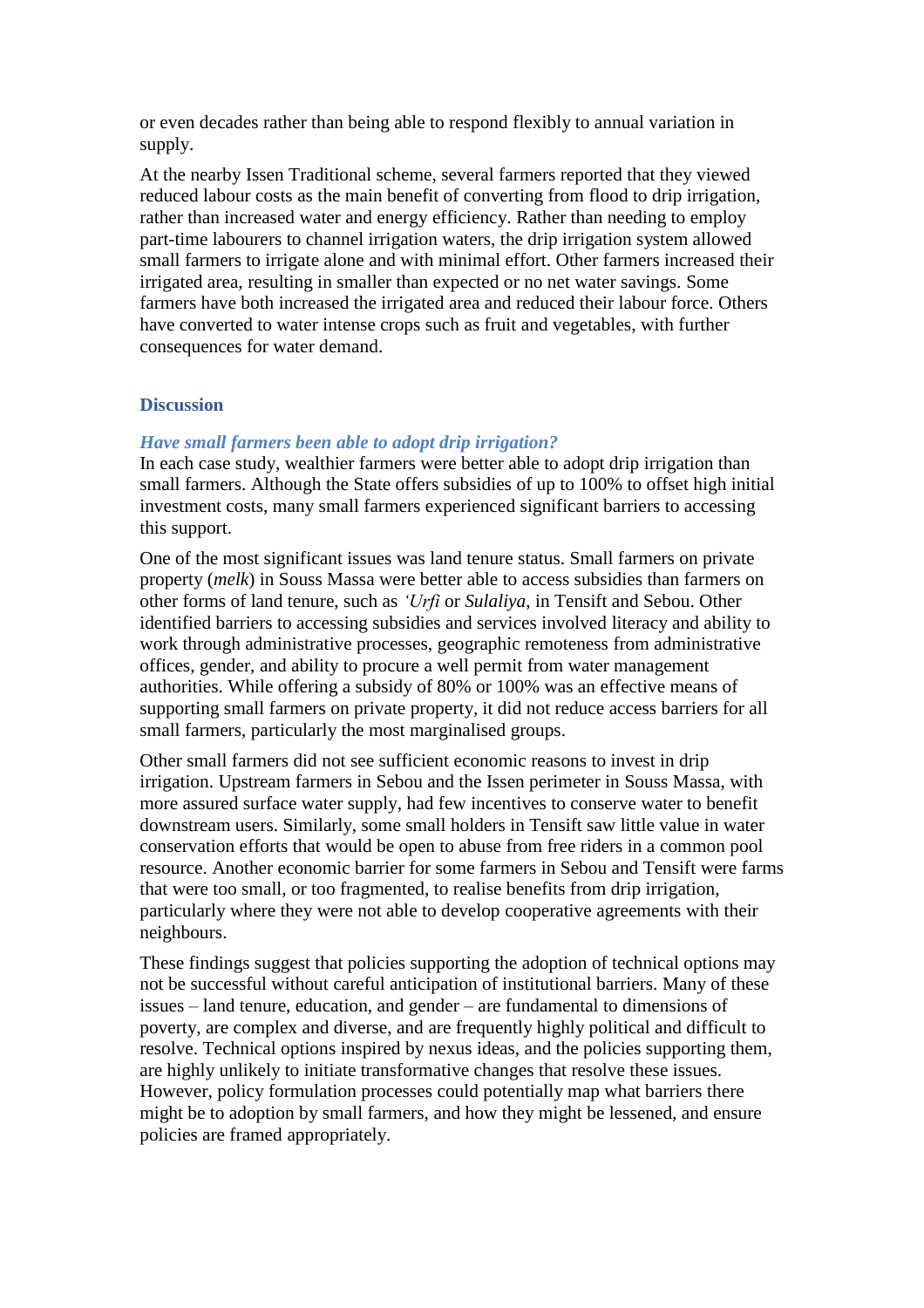or even decades rather than being able to respond flexibly to annual variation in supply.

At the nearby Issen Traditional scheme, several farmers reported that they viewed reduced labour costs as the main benefit of converting from flood to drip irrigation, rather than increased water and energy efficiency. Rather than needing to employ part-time labourers to channel irrigation waters, the drip irrigation system allowed small farmers to irrigate alone and with minimal effort. Other farmers increased their irrigated area, resulting in smaller than expected or no net water savings. Some farmers have both increased the irrigated area and reduced their labour force. Others have converted to water intense crops such as fruit and vegetables, with further consequences for water demand.

## Discussion

### *Have small farmers been able to adopt drip irrigation?*

In each case study, wealthier farmers were better able to adopt drip irrigation than small farmers. Although the State offers subsidies of up to 100% to offset high initial investment costs, many small farmers experienced significant barriers to accessing this support.

One of the most significant issues was land tenure status. Small farmers on private property (*melk*) in Souss Massa were better able to access subsidies than farmers on other forms of land tenure, such as *'Urfi* or *Sulaliya*, in Tensift and Sebou. Other identified barriers to accessing subsidies and services involved literacy and ability to work through administrative processes, geographic remoteness from administrative offices, gender, and ability to procure a well permit from water management authorities. While offering a subsidy of 80% or 100% was an effective means of supporting small farmers on private property, it did not reduce access barriers for all small farmers, particularly the most marginalised groups.

Other small farmers did not see sufficient economic reasons to invest in drip irrigation. Upstream farmers in Sebou and the Issen perimeter in Souss Massa, with more assured surface water supply, had few incentives to conserve water to benefit downstream users. Similarly, some small holders in Tensift saw little value in water conservation efforts that would be open to abuse from free riders in a common pool resource. Another economic barrier for some farmers in Sebou and Tensift were farms that were too small, or too fragmented, to realise benefits from drip irrigation, particularly where they were not able to develop cooperative agreements with their neighbours.

These findings suggest that policies supporting the adoption of technical options may not be successful without careful anticipation of institutional barriers. Many of these issues – land tenure, education, and gender – are fundamental to dimensions of poverty, are complex and diverse, and are frequently highly political and difficult to resolve. Technical options inspired by nexus ideas, and the policies supporting them, are highly unlikely to initiate transformative changes that resolve these issues. However, policy formulation processes could potentially map what barriers there might be to adoption by small farmers, and how they might be lessened, and ensure policies are framed appropriately.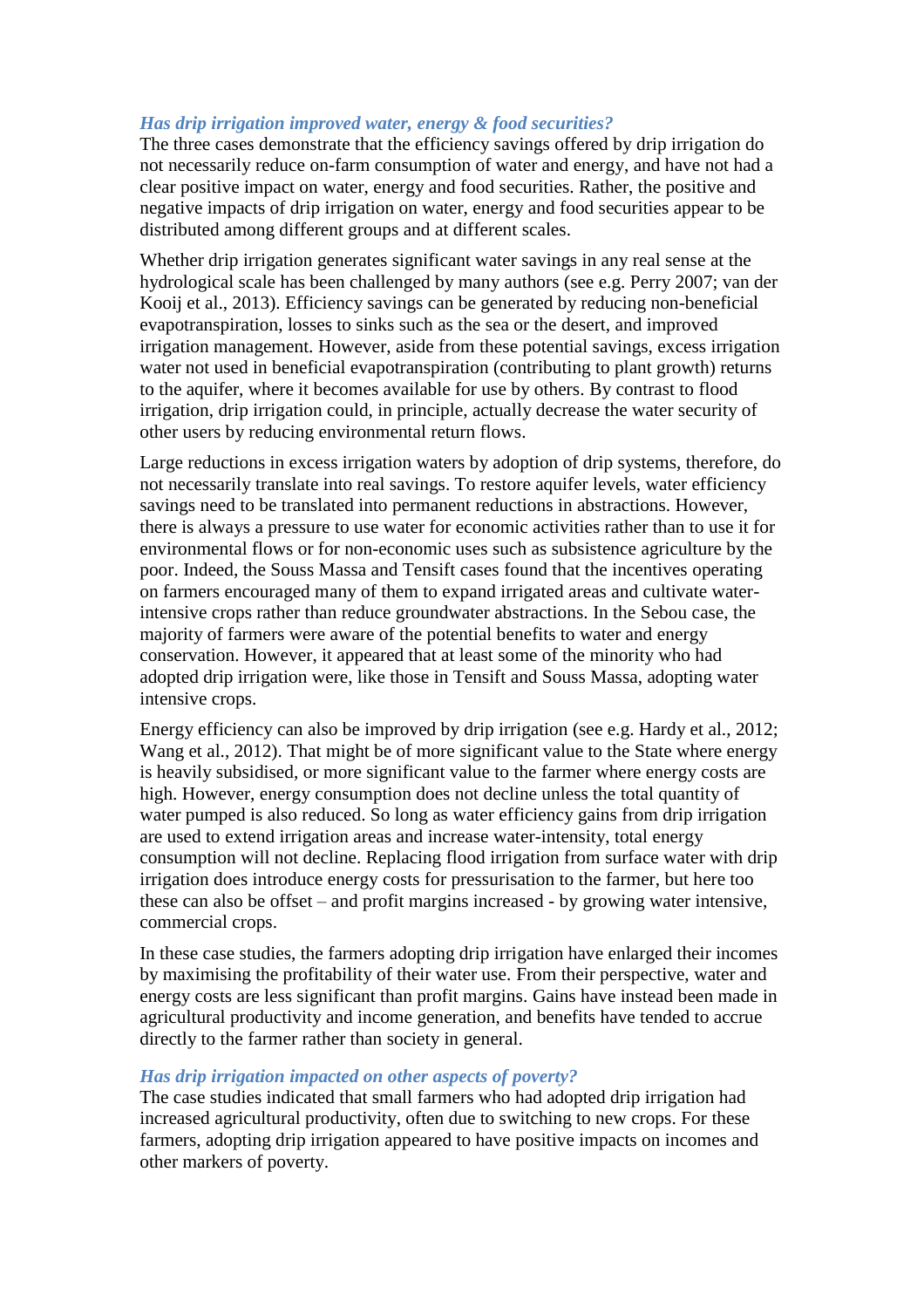### *Has drip irrigation improved water, energy & food securities?*

The three cases demonstrate that the efficiency savings offered by drip irrigation do not necessarily reduce on-farm consumption of water and energy, and have not had a clear positive impact on water, energy and food securities. Rather, the positive and negative impacts of drip irrigation on water, energy and food securities appear to be distributed among different groups and at different scales.

Whether drip irrigation generates significant water savings in any real sense at the hydrological scale has been challenged by many authors (see e.g. Perry 2007; van der Kooij et al., 2013). Efficiency savings can be generated by reducing non-beneficial evapotranspiration, losses to sinks such as the sea or the desert, and improved irrigation management. However, aside from these potential savings, excess irrigation water not used in beneficial evapotranspiration (contributing to plant growth) returns to the aquifer, where it becomes available for use by others. By contrast to flood irrigation, drip irrigation could, in principle, actually decrease the water security of other users by reducing environmental return flows.

Large reductions in excess irrigation waters by adoption of drip systems, therefore, do not necessarily translate into real savings. To restore aquifer levels, water efficiency savings need to be translated into permanent reductions in abstractions. However, there is always a pressure to use water for economic activities rather than to use it for environmental flows or for non-economic uses such as subsistence agriculture by the poor. Indeed, the Souss Massa and Tensift cases found that the incentives operating on farmers encouraged many of them to expand irrigated areas and cultivate water-intensive crops rather than reduce groundwater abstractions. In the Sebou case, the majority of farmers were aware of the potential benefits to water and energy conservation. However, it appeared that at least some of the minority who had adopted drip irrigation were, like those in Tensift and Souss Massa, adopting water intensive crops.

Energy efficiency can also be improved by drip irrigation (see e.g. Hardy et al., 2012; Wang et al., 2012). That might be of more significant value to the State where energy is heavily subsidised, or more significant value to the farmer where energy costs are high. However, energy consumption does not decline unless the total quantity of water pumped is also reduced. So long as water efficiency gains from drip irrigation are used to extend irrigation areas and increase water-intensity, total energy consumption will not decline. Replacing flood irrigation from surface water with drip irrigation does introduce energy costs for pressurisation to the farmer, but here too these can also be offset – and profit margins increased - by growing water intensive, commercial crops.

In these case studies, the farmers adopting drip irrigation have enlarged their incomes by maximising the profitability of their water use. From their perspective, water and energy costs are less significant than profit margins. Gains have instead been made in agricultural productivity and income generation, and benefits have tended to accrue directly to the farmer rather than society in general.

### *Has drip irrigation impacted on other aspects of poverty?*

The case studies indicated that small farmers who had adopted drip irrigation had increased agricultural productivity, often due to switching to new crops. For these farmers, adopting drip irrigation appeared to have positive impacts on incomes and other markers of poverty.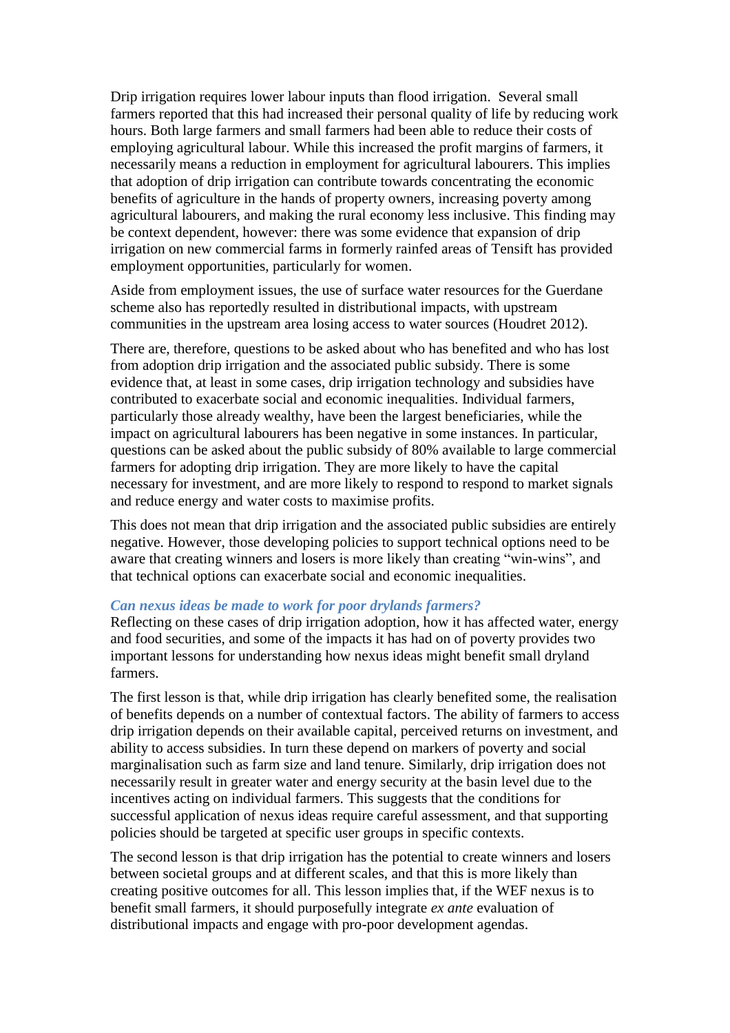Drip irrigation requires lower labour inputs than flood irrigation. Several small farmers reported that this had increased their personal quality of life by reducing work hours. Both large farmers and small farmers had been able to reduce their costs of employing agricultural labour. While this increased the profit margins of farmers, it necessarily means a reduction in employment for agricultural labourers. This implies that adoption of drip irrigation can contribute towards concentrating the economic benefits of agriculture in the hands of property owners, increasing poverty among agricultural labourers, and making the rural economy less inclusive. This finding may be context dependent, however: there was some evidence that expansion of drip irrigation on new commercial farms in formerly rainfed areas of Tensift has provided employment opportunities, particularly for women.

Aside from employment issues, the use of surface water resources for the Guerdane scheme also has reportedly resulted in distributional impacts, with upstream communities in the upstream area losing access to water sources (Houdret 2012).

There are, therefore, questions to be asked about who has benefited and who has lost from adoption drip irrigation and the associated public subsidy. There is some evidence that, at least in some cases, drip irrigation technology and subsidies have contributed to exacerbate social and economic inequalities. Individual farmers, particularly those already wealthy, have been the largest beneficiaries, while the impact on agricultural labourers has been negative in some instances. In particular, questions can be asked about the public subsidy of 80% available to large commercial farmers for adopting drip irrigation. They are more likely to have the capital necessary for investment, and are more likely to respond to respond to market signals and reduce energy and water costs to maximise profits.

This does not mean that drip irrigation and the associated public subsidies are entirely negative. However, those developing policies to support technical options need to be aware that creating winners and losers is more likely than creating "win-wins", and that technical options can exacerbate social and economic inequalities.

### *Can nexus ideas be made to work for poor drylands farmers?*

Reflecting on these cases of drip irrigation adoption, how it has affected water, energy and food securities, and some of the impacts it has had on of poverty provides two important lessons for understanding how nexus ideas might benefit small dryland farmers.

The first lesson is that, while drip irrigation has clearly benefited some, the realisation of benefits depends on a number of contextual factors. The ability of farmers to access drip irrigation depends on their available capital, perceived returns on investment, and ability to access subsidies. In turn these depend on markers of poverty and social marginalisation such as farm size and land tenure. Similarly, drip irrigation does not necessarily result in greater water and energy security at the basin level due to the incentives acting on individual farmers. This suggests that the conditions for successful application of nexus ideas require careful assessment, and that supporting policies should be targeted at specific user groups in specific contexts.

The second lesson is that drip irrigation has the potential to create winners and losers between societal groups and at different scales, and that this is more likely than creating positive outcomes for all. This lesson implies that, if the WEF nexus is to benefit small farmers, it should purposefully integrate *ex ante* evaluation of distributional impacts and engage with pro-poor development agendas.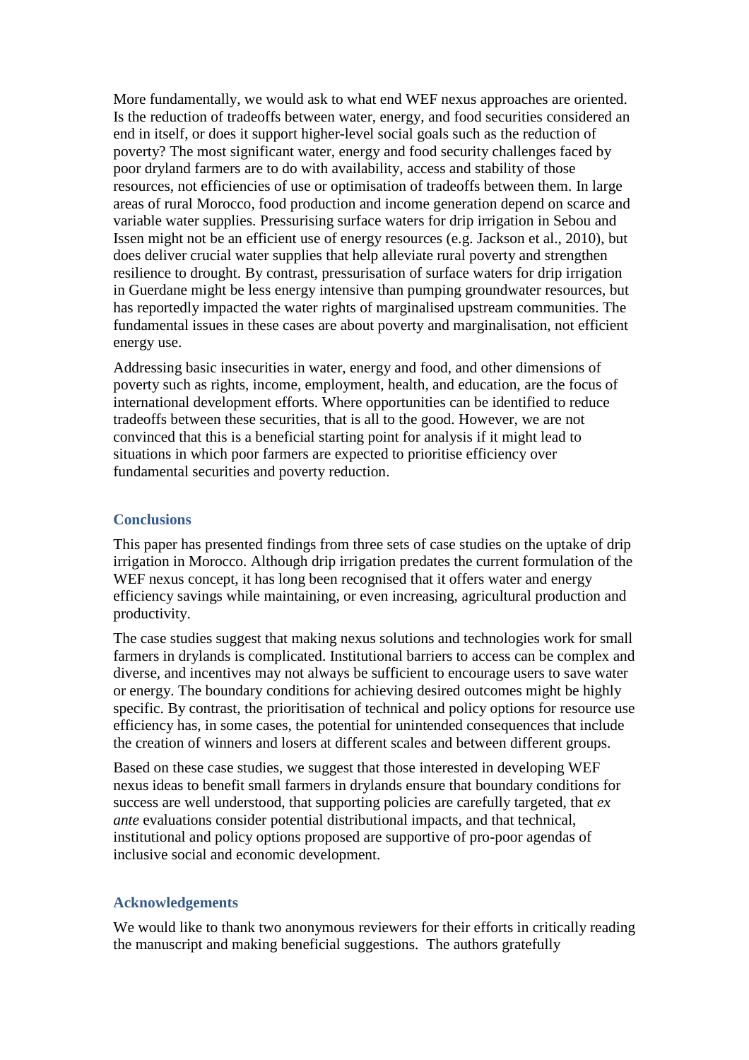More fundamentally, we would ask to what end WEF nexus approaches are oriented. Is the reduction of tradeoffs between water, energy, and food securities considered an end in itself, or does it support higher-level social goals such as the reduction of poverty? The most significant water, energy and food security challenges faced by poor dryland farmers are to do with availability, access and stability of those resources, not efficiencies of use or optimisation of tradeoffs between them. In large areas of rural Morocco, food production and income generation depend on scarce and variable water supplies. Pressurising surface waters for drip irrigation in Sebou and Issen might not be an efficient use of energy resources (e.g. Jackson et al., 2010), but does deliver crucial water supplies that help alleviate rural poverty and strengthen resilience to drought. By contrast, pressurisation of surface waters for drip irrigation in Guerdane might be less energy intensive than pumping groundwater resources, but has reportedly impacted the water rights of marginalised upstream communities. The fundamental issues in these cases are about poverty and marginalisation, not efficient energy use.

Addressing basic insecurities in water, energy and food, and other dimensions of poverty such as rights, income, employment, health, and education, are the focus of international development efforts. Where opportunities can be identified to reduce tradeoffs between these securities, that is all to the good. However, we are not convinced that this is a beneficial starting point for analysis if it might lead to situations in which poor farmers are expected to prioritise efficiency over fundamental securities and poverty reduction.

## Conclusions

This paper has presented findings from three sets of case studies on the uptake of drip irrigation in Morocco. Although drip irrigation predates the current formulation of the WEF nexus concept, it has long been recognised that it offers water and energy efficiency savings while maintaining, or even increasing, agricultural production and productivity.

The case studies suggest that making nexus solutions and technologies work for small farmers in drylands is complicated. Institutional barriers to access can be complex and diverse, and incentives may not always be sufficient to encourage users to save water or energy. The boundary conditions for achieving desired outcomes might be highly specific. By contrast, the prioritisation of technical and policy options for resource use efficiency has, in some cases, the potential for unintended consequences that include the creation of winners and losers at different scales and between different groups.

Based on these case studies, we suggest that those interested in developing WEF nexus ideas to benefit small farmers in drylands ensure that boundary conditions for success are well understood, that supporting policies are carefully targeted, that *ex ante* evaluations consider potential distributional impacts, and that technical, institutional and policy options proposed are supportive of pro-poor agendas of inclusive social and economic development.

## Acknowledgements

We would like to thank two anonymous reviewers for their efforts in critically reading the manuscript and making beneficial suggestions. The authors gratefully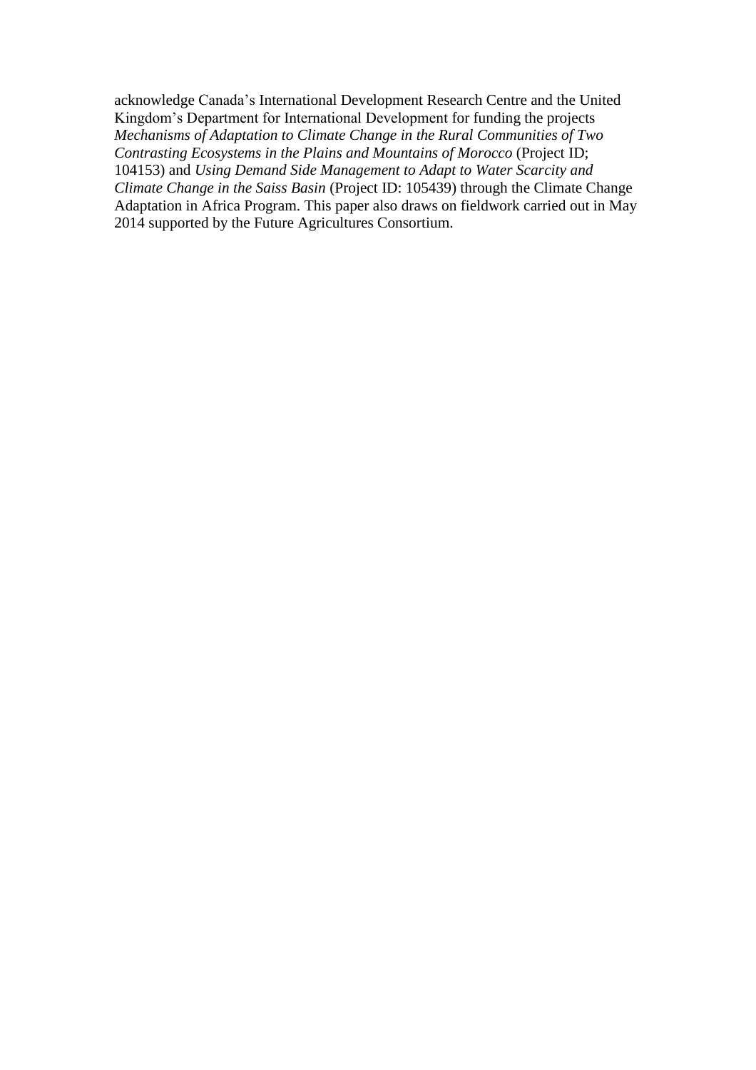acknowledge Canada’s International Development Research Centre and the United Kingdom’s Department for International Development for funding the projects *Mechanisms of Adaptation to Climate Change in the Rural Communities of Two Contrasting Ecosystems in the Plains and Mountains of Morocco* (Project ID; 104153) and *Using Demand Side Management to Adapt to Water Scarcity and Climate Change in the Saiss Basin* (Project ID: 105439) through the Climate Change Adaptation in Africa Program. This paper also draws on fieldwork carried out in May 2014 supported by the Future Agricultures Consortium.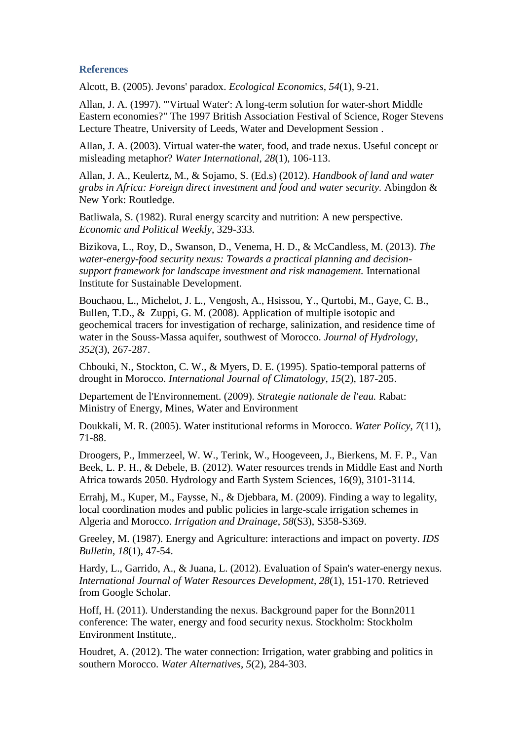## References

Alcott, B. (2005). Jevons' paradox. *Ecological Economics*, *54*(1), 9-21.

Allan, J. A. (1997). "'Virtual Water': A long-term solution for water-short Middle Eastern economies?" The 1997 British Association Festival of Science, Roger Stevens Lecture Theatre, University of Leeds, Water and Development Session .

Allan, J. A. (2003). Virtual water-the water, food, and trade nexus. Useful concept or misleading metaphor? *Water International*, *28*(1), 106-113.

Allan, J. A., Keulertz, M., & Sojamo, S. (Ed.s) (2012). *Handbook of land and water grabs in Africa: Foreign direct investment and food and water security.* Abingdon & New York: Routledge.

Batliwala, S. (1982). Rural energy scarcity and nutrition: A new perspective. *Economic and Political Weekly*, 329-333.

Bizikova, L., Roy, D., Swanson, D., Venema, H. D., & McCandless, M. (2013). *The water-energy-food security nexus: Towards a practical planning and decision-support framework for landscape investment and risk management.* International Institute for Sustainable Development.

Bouchaou, L., Michelot, J. L., Vengosh, A., Hsissou, Y., Qurtobi, M., Gaye, C. B., Bullen, T.D., & Zuppi, G. M. (2008). Application of multiple isotopic and geochemical tracers for investigation of recharge, salinization, and residence time of water in the Souss-Massa aquifer, southwest of Morocco. *Journal of Hydrology*, *352*(3), 267-287.

Chbouki, N., Stockton, C. W., & Myers, D. E. (1995). Spatio-temporal patterns of drought in Morocco. *International Journal of Climatology*, *15*(2), 187-205.

Departement de l'Environnement. (2009). *Strategie nationale de l'eau.* Rabat: Ministry of Energy, Mines, Water and Environment

Doukkali, M. R. (2005). Water institutional reforms in Morocco. *Water Policy*, *7*(11), 71-88.

Droogers, P., Immerzeel, W. W., Terink, W., Hoogeveen, J., Bierkens, M. F. P., Van Beek, L. P. H., & Debele, B. (2012). Water resources trends in Middle East and North Africa towards 2050. Hydrology and Earth System Sciences, 16(9), 3101-3114.

Errahj, M., Kuper, M., Faysse, N., & Djebbara, M. (2009). Finding a way to legality, local coordination modes and public policies in large-scale irrigation schemes in Algeria and Morocco. *Irrigation and Drainage*, *58*(S3), S358-S369.

Greeley, M. (1987). Energy and Agriculture: interactions and impact on poverty. *IDS Bulletin*, *18*(1), 47-54.

Hardy, L., Garrido, A., & Juana, L. (2012). Evaluation of Spain's water-energy nexus. *International Journal of Water Resources Development*, *28*(1), 151-170. Retrieved from Google Scholar.

Hoff, H. (2011). Understanding the nexus. Background paper for the Bonn2011 conference: The water, energy and food security nexus. Stockholm: Stockholm Environment Institute,.

Houdret, A. (2012). The water connection: Irrigation, water grabbing and politics in southern Morocco. *Water Alternatives*, *5*(2), 284-303.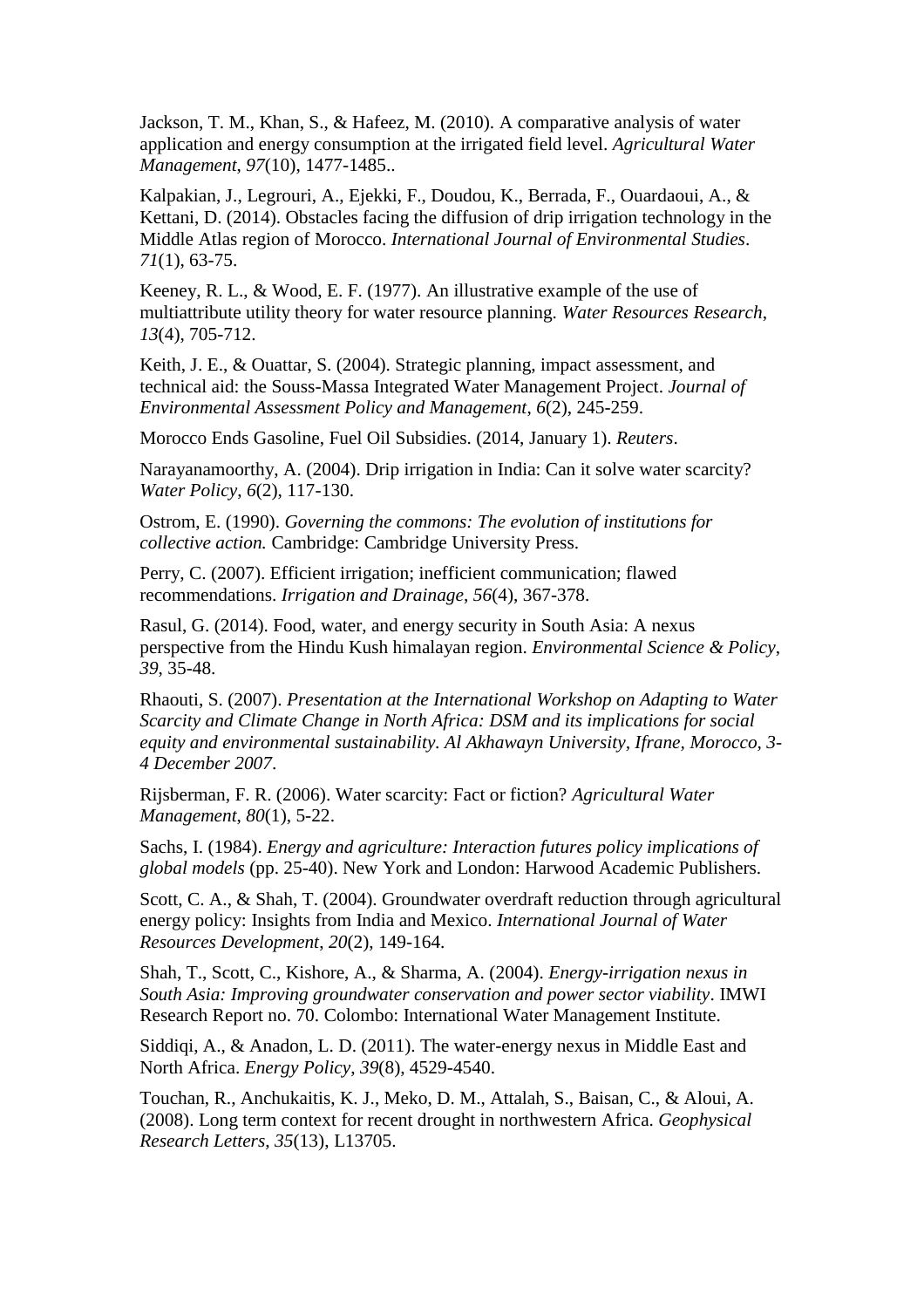Jackson, T. M., Khan, S., & Hafeez, M. (2010). A comparative analysis of water application and energy consumption at the irrigated field level. *Agricultural Water Management, 97*(10), 1477-1485..

Kalpakian, J., Legrouri, A., Ejekki, F., Doudou, K., Berrada, F., Ouardaoui, A., & Kettani, D. (2014). Obstacles facing the diffusion of drip irrigation technology in the Middle Atlas region of Morocco. *International Journal of Environmental Studies*. *71*(1), 63-75.

Keeney, R. L., & Wood, E. F. (1977). An illustrative example of the use of multiattribute utility theory for water resource planning. *Water Resources Research*, *13*(4), 705-712.

Keith, J. E., & Ouattar, S. (2004). Strategic planning, impact assessment, and technical aid: the Souss-Massa Integrated Water Management Project. *Journal of Environmental Assessment Policy and Management*, *6*(2), 245-259.

Morocco Ends Gasoline, Fuel Oil Subsidies. (2014, January 1). *Reuters*.

Narayanamoorthy, A. (2004). Drip irrigation in India: Can it solve water scarcity? *Water Policy*, *6*(2), 117-130.

Ostrom, E. (1990). *Governing the commons: The evolution of institutions for collective action.* Cambridge: Cambridge University Press.

Perry, C. (2007). Efficient irrigation; inefficient communication; flawed recommendations. *Irrigation and Drainage*, *56*(4), 367-378.

Rasul, G. (2014). Food, water, and energy security in South Asia: A nexus perspective from the Hindu Kush himalayan region. *Environmental Science & Policy*, *39*, 35-48.

Rhaouti, S. (2007). *Presentation at the International Workshop on Adapting to Water Scarcity and Climate Change in North Africa: DSM and its implications for social equity and environmental sustainability. Al Akhawayn University, Ifrane, Morocco, 3-4 December 2007*.

Rijsberman, F. R. (2006). Water scarcity: Fact or fiction? *Agricultural Water Management*, *80*(1), 5-22.

Sachs, I. (1984). *Energy and agriculture: Interaction futures policy implications of global models* (pp. 25-40). New York and London: Harwood Academic Publishers.

Scott, C. A., & Shah, T. (2004). Groundwater overdraft reduction through agricultural energy policy: Insights from India and Mexico. *International Journal of Water Resources Development*, *20*(2), 149-164.

Shah, T., Scott, C., Kishore, A., & Sharma, A. (2004). *Energy-irrigation nexus in South Asia: Improving groundwater conservation and power sector viability*. IMWI Research Report no. 70. Colombo: International Water Management Institute.

Siddiqi, A., & Anadon, L. D. (2011). The water-energy nexus in Middle East and North Africa. *Energy Policy, 39*(8), 4529-4540.

Touchan, R., Anchukaitis, K. J., Meko, D. M., Attalah, S., Baisan, C., & Aloui, A. (2008). Long term context for recent drought in northwestern Africa. *Geophysical Research Letters*, *35*(13), L13705.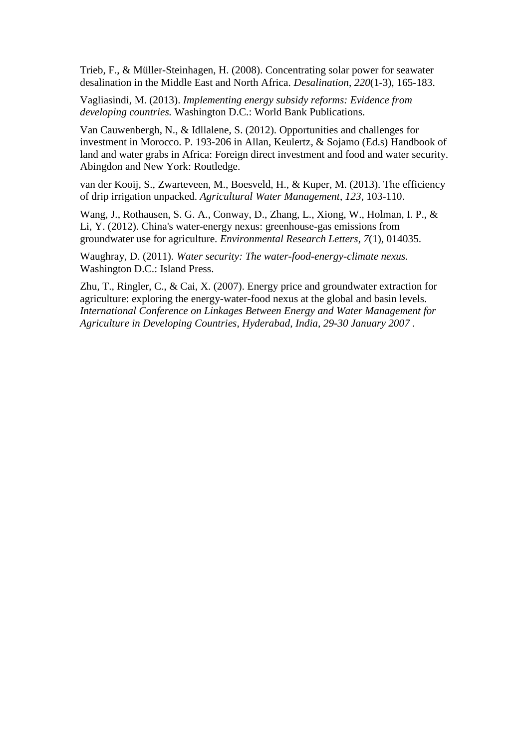Trieb, F., & Müller-Steinhagen, H. (2008). Concentrating solar power for seawater desalination in the Middle East and North Africa. *Desalination*, *220*(1-3), 165-183.

Vagliasindi, M. (2013). *Implementing energy subsidy reforms: Evidence from developing countries.* Washington D.C.: World Bank Publications.

Van Cauwenbergh, N., & Idllalene, S. (2012). Opportunities and challenges for investment in Morocco. P. 193-206 in Allan, Keulertz, & Sojamo (Ed.s) Handbook of land and water grabs in Africa: Foreign direct investment and food and water security. Abingdon and New York: Routledge.

van der Kooij, S., Zwarteveen, M., Boesveld, H., & Kuper, M. (2013). The efficiency of drip irrigation unpacked. *Agricultural Water Management*, *123*, 103-110.

Wang, J., Rothausen, S. G. A., Conway, D., Zhang, L., Xiong, W., Holman, I. P., & Li, Y. (2012). China's water-energy nexus: greenhouse-gas emissions from groundwater use for agriculture. *Environmental Research Letters*, *7*(1), 014035.

Waughray, D. (2011). *Water security: The water-food-energy-climate nexus.* Washington D.C.: Island Press.

Zhu, T., Ringler, C., & Cai, X. (2007). Energy price and groundwater extraction for agriculture: exploring the energy-water-food nexus at the global and basin levels. *International Conference on Linkages Between Energy and Water Management for Agriculture in Developing Countries, Hyderabad, India, 29-30 January 2007* .